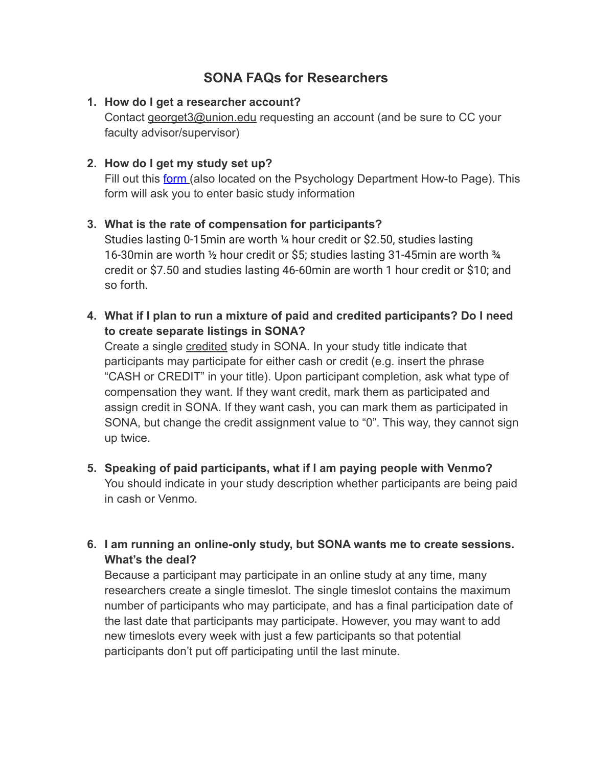# SONA FAQs for Researchers

1. **How do I get a researcher account?**
   Contact georget3@union.edu requesting an account (and be sure to CC your faculty advisor/supervisor)

2. **How do I get my study set up?**
   Fill out this [form](#) (also located on the Psychology Department How-to Page). This form will ask you to enter basic study information

3. **What is the rate of compensation for participants?**
   Studies lasting 0-15min are worth ¼ hour credit or $2.50, studies lasting 16-30min are worth ½ hour credit or $5; studies lasting 31-45min are worth ¾ credit or $7.50 and studies lasting 46-60min are worth 1 hour credit or $10; and so forth.

4. **What if I plan to run a mixture of paid and credited participants? Do I need to create separate listings in SONA?**
   Create a single <u>credited</u> study in SONA. In your study title indicate that participants may participate for either cash or credit (e.g. insert the phrase "CASH or CREDIT" in your title). Upon participant completion, ask what type of compensation they want. If they want credit, mark them as participated and assign credit in SONA. If they want cash, you can mark them as participated in SONA, but change the credit assignment value to "0". This way, they cannot sign up twice.

5. **Speaking of paid participants, what if I am paying people with Venmo?**
   You should indicate in your study description whether participants are being paid in cash or Venmo.

6. **I am running an online-only study, but SONA wants me to create sessions. What's the deal?**
   Because a participant may participate in an online study at any time, many researchers create a single timeslot. The single timeslot contains the maximum number of participants who may participate, and has a final participation date of the last date that participants may participate. However, you may want to add new timeslots every week with just a few participants so that potential participants don't put off participating until the last minute.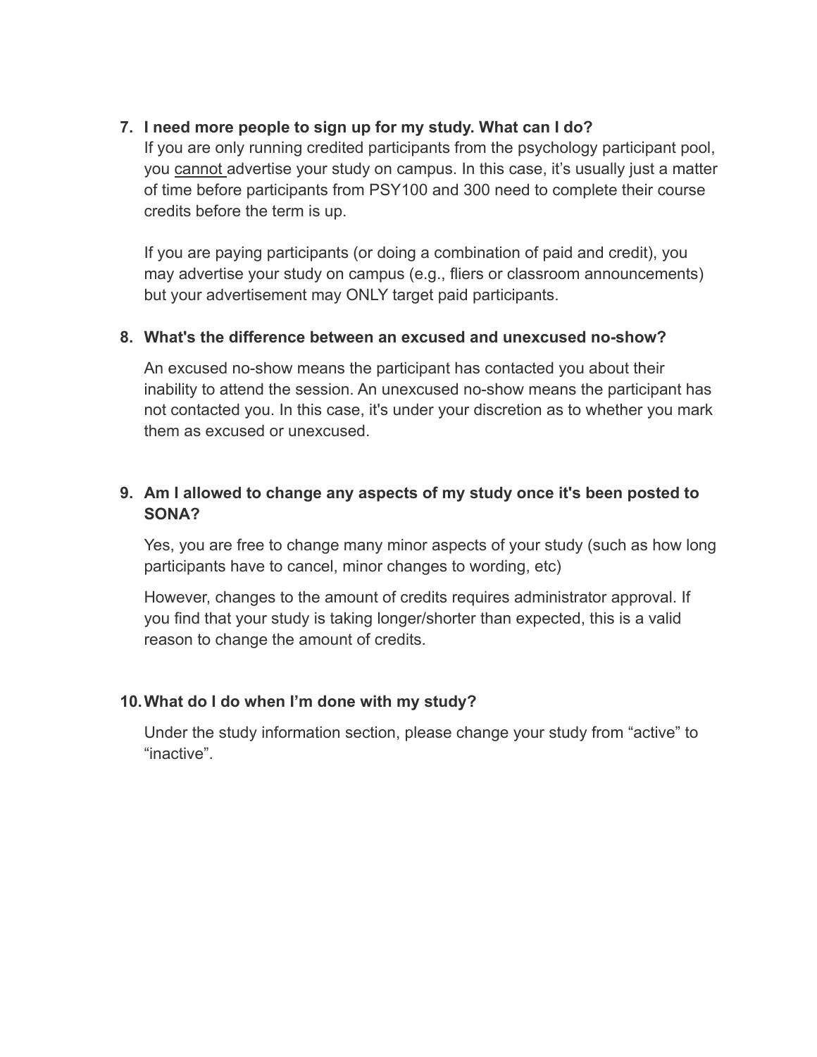7. **I need more people to sign up for my study. What can I do?**

   If you are only running credited participants from the psychology participant pool, you <u>cannot</u> advertise your study on campus. In this case, it's usually just a matter of time before participants from PSY100 and 300 need to complete their course credits before the term is up.

   If you are paying participants (or doing a combination of paid and credit), you may advertise your study on campus (e.g., fliers or classroom announcements) but your advertisement may ONLY target paid participants.

8. **What's the difference between an excused and unexcused no-show?**

   An excused no-show means the participant has contacted you about their inability to attend the session. An unexcused no-show means the participant has not contacted you. In this case, it's under your discretion as to whether you mark them as excused or unexcused.

9. **Am I allowed to change any aspects of my study once it's been posted to SONA?**

   Yes, you are free to change many minor aspects of your study (such as how long participants have to cancel, minor changes to wording, etc)

   However, changes to the amount of credits requires administrator approval. If you find that your study is taking longer/shorter than expected, this is a valid reason to change the amount of credits.

10. **What do I do when I'm done with my study?**

    Under the study information section, please change your study from "active" to "inactive".